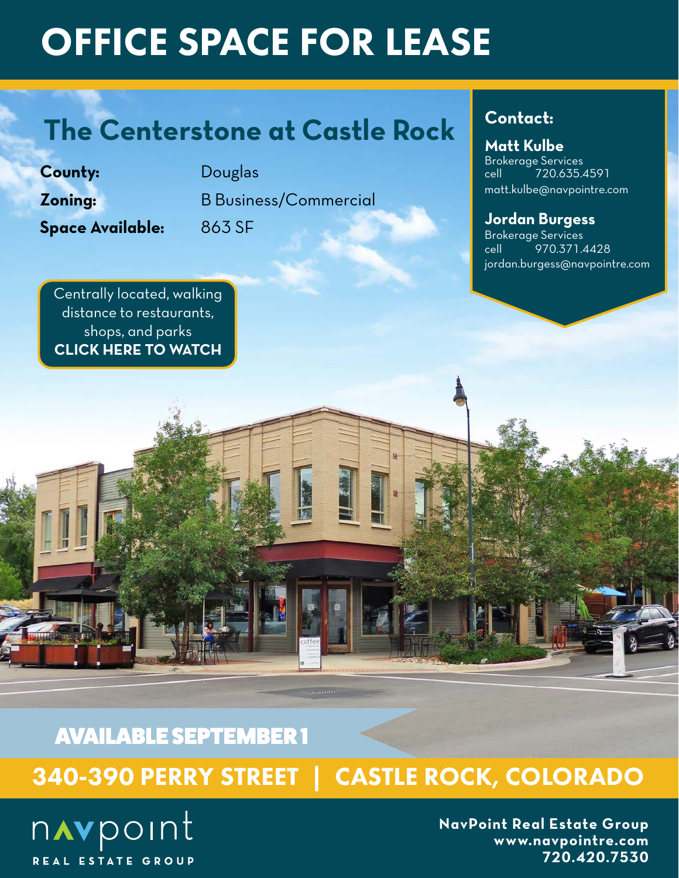# OFFICE SPACE FOR LEASE

## The Centerstone at Castle Rock

| | |
|---|---|
| **County:** | Douglas |
| **Zoning:** | B Business/Commercial |
| **Space Available:** | 863 SF |

**Contact:**

**Matt Kulbe**
Brokerage Services
cell 720.635.4591
matt.kulbe@navpointre.com

**Jordan Burgess**
Brokerage Services
cell 970.371.4428
jordan.burgess@navpointre.com

Centrally located, walking distance to restaurants, shops, and parks
**CLICK HERE TO WATCH**

**AVAILABLE SEPTEMBER 1**

## 340-390 PERRY STREET | CASTLE ROCK, COLORADO

navpoint
REAL ESTATE GROUP

**NavPoint Real Estate Group**
**www.navpointre.com**
**720.420.7530**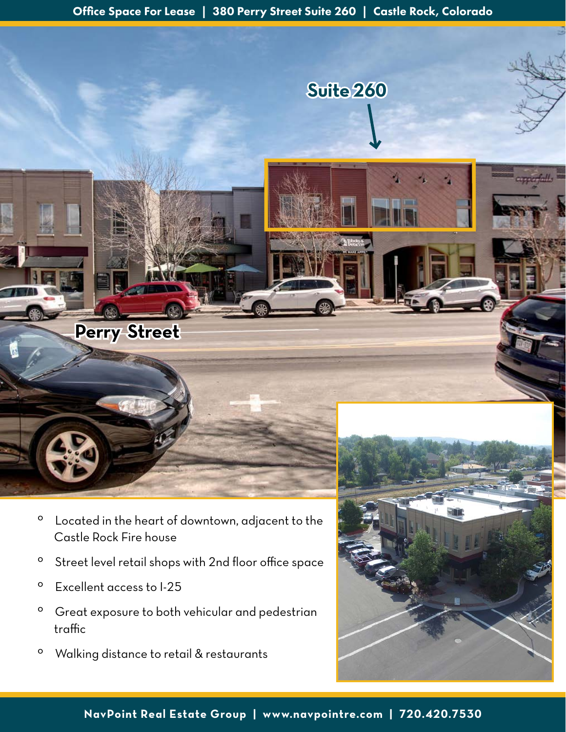Office Space For Lease | 380 Perry Street Suite 260 | Castle Rock, Colorado

Suite 260

Perry Street

- Located in the heart of downtown, adjacent to the Castle Rock Fire house
- Street level retail shops with 2nd floor office space
- Excellent access to I-25
- Great exposure to both vehicular and pedestrian traffic
- Walking distance to retail & restaurants

NavPoint Real Estate Group | www.navpointre.com | 720.420.7530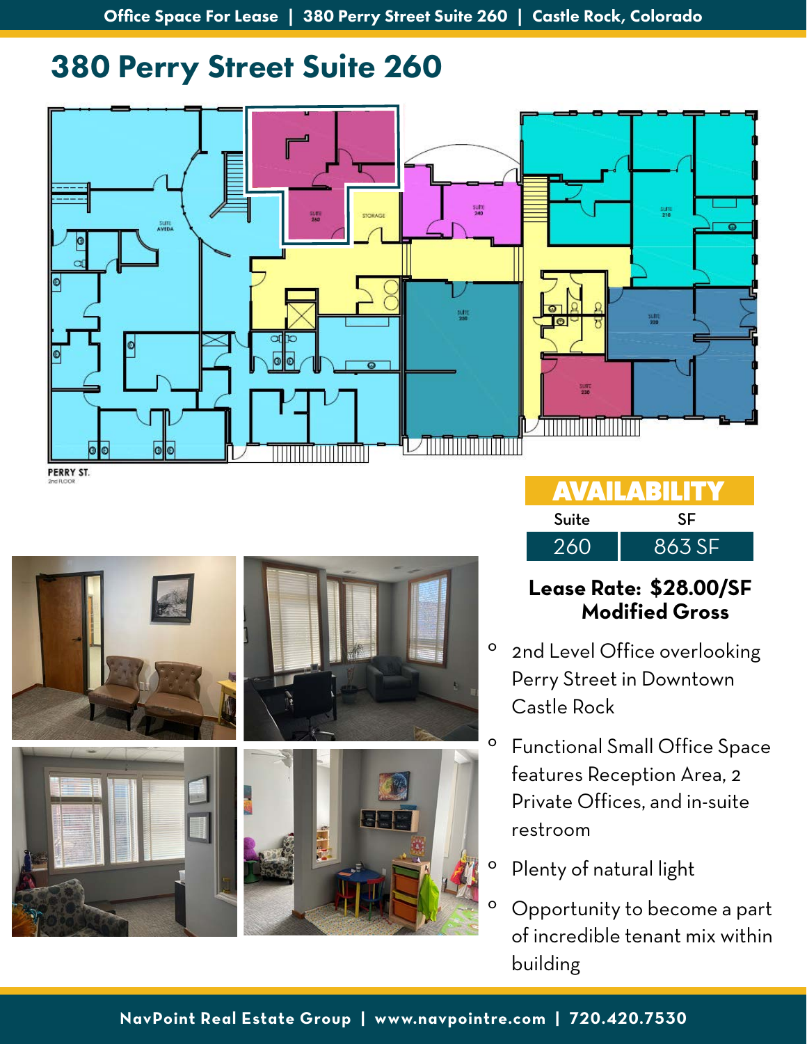# 380 Perry Street Suite 260

## AVAILABILITY

| Suite | SF |
|---|---|
| 260 | 863 SF |

**Lease Rate: $28.00/SF Modified Gross**

- 2nd Level Office overlooking Perry Street in Downtown Castle Rock
- Functional Small Office Space features Reception Area, 2 Private Offices, and in-suite restroom
- Plenty of natural light
- Opportunity to become a part of incredible tenant mix within building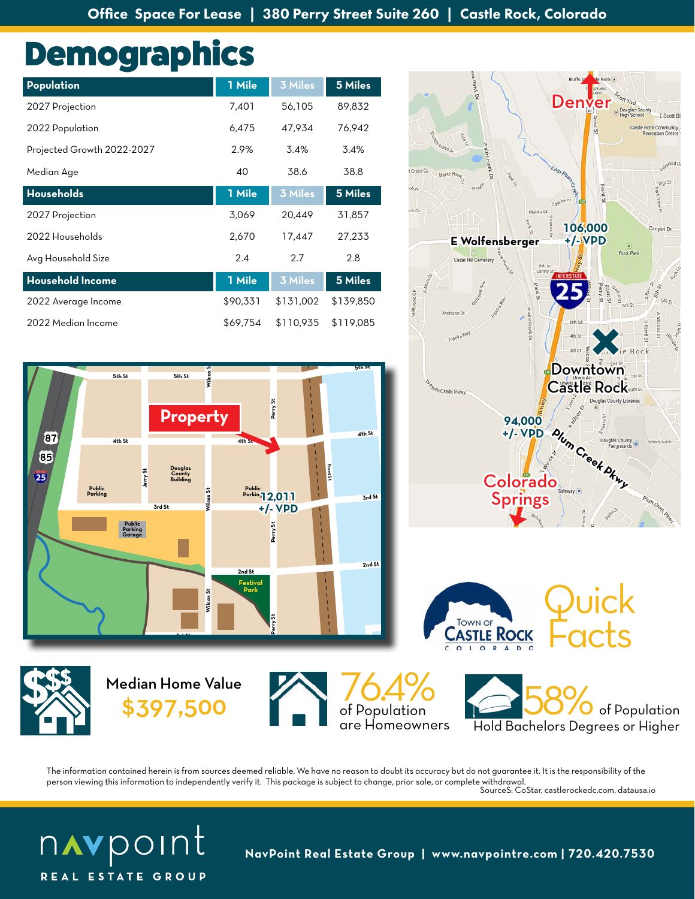Office Space For Lease | 380 Perry Street Suite 260 | Castle Rock, Colorado

# Demographics

| Population | 1 Mile | 3 Miles | 5 Miles |
|---|---|---|---|
| 2027 Projection | 7,401 | 56,105 | 89,832 |
| 2022 Population | 6,475 | 47,934 | 76,942 |
| Projected Growth 2022-2027 | 2.9% | 3.4% | 3.4% |
| Median Age | 40 | 38.6 | 38.8 |
| **Households** | **1 Mile** | **3 Miles** | **5 Miles** |
| 2027 Projection | 3,069 | 20,449 | 31,857 |
| 2022 Households | 2,670 | 17,447 | 27,233 |
| Avg Household Size | 2.4 | 2.7 | 2.8 |
| **Household Income** | **1 Mile** | **3 Miles** | **5 Miles** |
| 2022 Average Income | $90,331 | $131,002 | $139,850 |
| 2022 Median Income | $69,754 | $110,935 | $119,085 |

Property

12,011 +/- VPD

Denver

106,000 +/- VPD

E Wolfensberger

Downtown Castle Rock

94,000 +/- VPD

Plum Creek Pkwy

Colorado Springs

Town of Castle Rock Colorado

Quick Facts

Median Home Value **$397,500**

**76.4%** of Population are Homeowners

**58%** of Population Hold Bachelors Degrees or Higher

The information contained herein is from sources deemed reliable. We have no reason to doubt its accuracy but do not guarantee it. It is the responsibility of the person viewing this information to independently verify it. This package is subject to change, prior sale, or complete withdrawal.

SourceS: CoStar, castlerockedc.com, datausa.io

navpoint REAL ESTATE GROUP

NavPoint Real Estate Group | www.navpointre.com | 720.420.7530